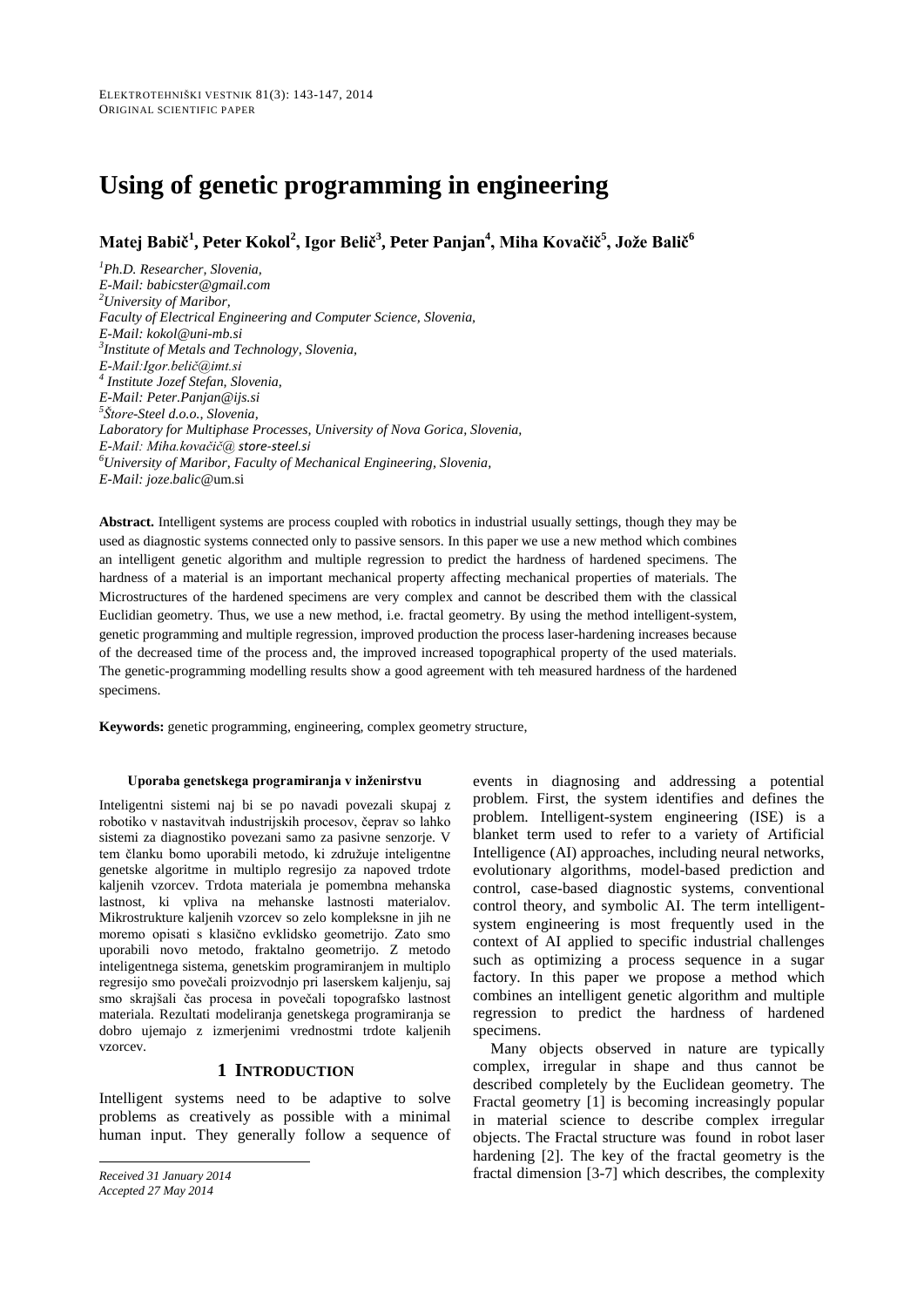ELEKTROTEHNIŠKI VESTNIK 81(3): 143-147, 2014
ORIGINAL SCIENTIFIC PAPER

# Using of genetic programming in engineering

**Matej Babič[1], Peter Kokol[2], Igor Belič[3], Peter Panjan[4], Miha Kovačič[5], Jože Balič[6]**

*[1]Ph.D. Researcher, Slovenia,*
*E-Mail: babicster@gmail.com*
*[2]University of Maribor,*
*Faculty of Electrical Engineering and Computer Science, Slovenia,*
*E-Mail: kokol@uni-mb.si*
*[3]Institute of Metals and Technology, Slovenia,*
*E-Mail:Igor.belič@imt.si*
*[4] Institute Jozef Stefan, Slovenia,*
*E-Mail: Peter.Panjan@ijs.si*
*[5]Štore-Steel d.o.o., Slovenia,*
*Laboratory for Multiphase Processes, University of Nova Gorica, Slovenia,*
*E-Mail: Miha.kovačič@ store-steel.si*
*[6]University of Maribor, Faculty of Mechanical Engineering, Slovenia,*
*E-Mail: joze.balic@um.si*

**Abstract.** Intelligent systems are process coupled with robotics in industrial usually settings, though they may be used as diagnostic systems connected only to passive sensors. In this paper we use a new method which combines an intelligent genetic algorithm and multiple regression to predict the hardness of hardened specimens. The hardness of a material is an important mechanical property affecting mechanical properties of materials. The Microstructures of the hardened specimens are very complex and cannot be described them with the classical Euclidian geometry. Thus, we use a new method, i.e. fractal geometry. By using the method intelligent-system, genetic programming and multiple regression, improved production the process laser-hardening increases because of the decreased time of the process and, the improved increased topographical property of the used materials. The genetic-programming modelling results show a good agreement with teh measured hardness of the hardened specimens.

**Keywords:** genetic programming, engineering, complex geometry structure,

**Uporaba genetskega programiranja v inženirstvu**

Inteligentni sistemi naj bi se po navadi povezali skupaj z robotiko v nastavitvah industrijskih procesov, čeprav so lahko sistemi za diagnostiko povezani samo za pasivne senzorje. V tem članku bomo uporabili metodo, ki združuje inteligentne genetske algoritme in multiplo regresijo za napoved trdote kaljenih vzorcev. Trdota materiala je pomembna mehanska lastnost, ki vpliva na mehanske lastnosti materialov. Mikrostrukture kaljenih vzorcev so zelo kompleksne in jih ne moremo opisati s klasično evklidsko geometrijo. Zato smo uporabili novo metodo, fraktalno geometrijo. Z metodo inteligentnega sistema, genetskim programiranjem in multiplo regresijo smo povečali proizvodnjo pri laserskem kaljenju, saj smo skrajšali čas procesa in povečali topografsko lastnost materiala. Rezultati modeliranja genetskega programiranja se dobro ujemajo z izmerjenimi vrednostmi trdote kaljenih vzorcev.

## 1 INTRODUCTION

Intelligent systems need to be adaptive to solve problems as creatively as possible with a minimal human input. They generally follow a sequence of events in diagnosing and addressing a potential problem. First, the system identifies and defines the problem. Intelligent-system engineering (ISE) is a blanket term used to refer to a variety of Artificial Intelligence (AI) approaches, including neural networks, evolutionary algorithms, model-based prediction and control, case-based diagnostic systems, conventional control theory, and symbolic AI. The term intelligent-system engineering is most frequently used in the context of AI applied to specific industrial challenges such as optimizing a process sequence in a sugar factory. In this paper we propose a method which combines an intelligent genetic algorithm and multiple regression to predict the hardness of hardened specimens.

Many objects observed in nature are typically complex, irregular in shape and thus cannot be described completely by the Euclidean geometry. The Fractal geometry [1] is becoming increasingly popular in material science to describe complex irregular objects. The Fractal structure was found in robot laser hardening [2]. The key of the fractal geometry is the fractal dimension [3-7] which describes, the complexity

*Received 31 January 2014*
*Accepted 27 May 2014*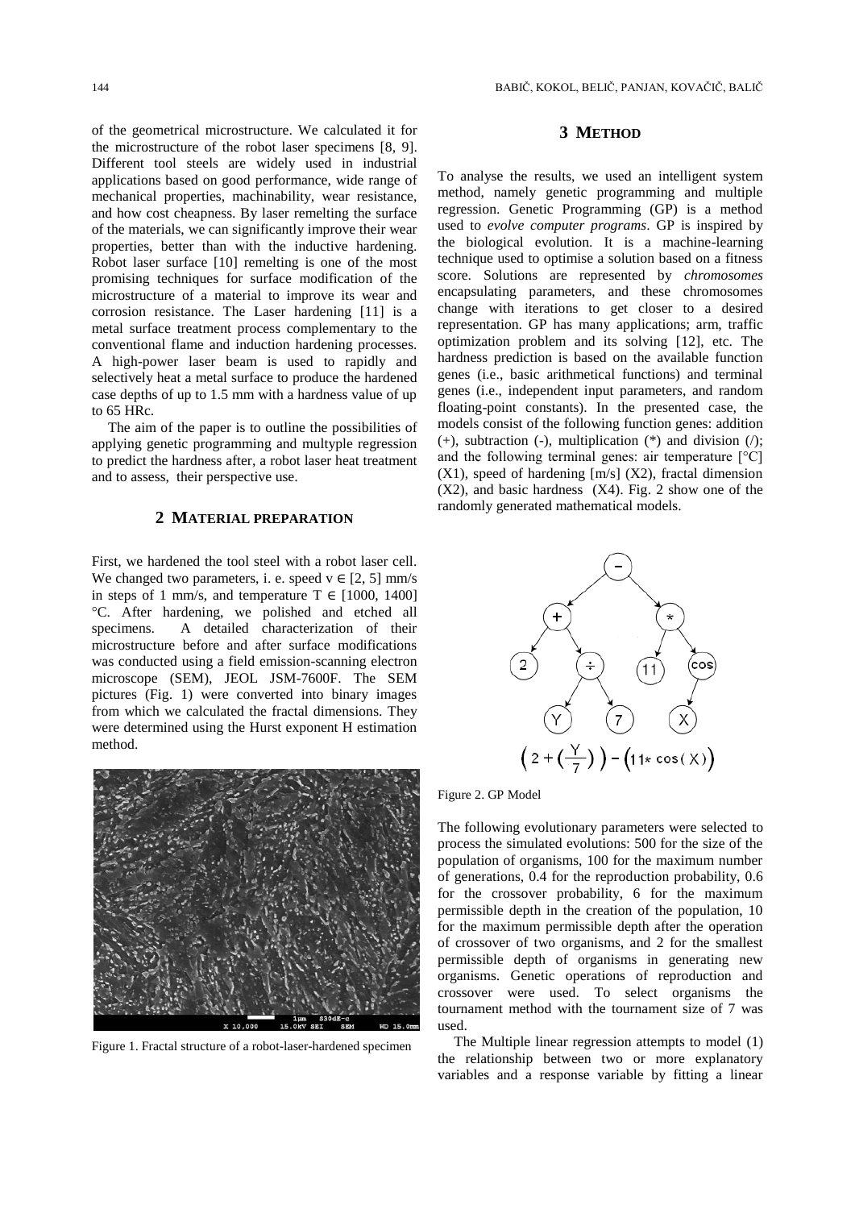of the geometrical microstructure. We calculated it for the microstructure of the robot laser specimens [8, 9]. Different tool steels are widely used in industrial applications based on good performance, wide range of mechanical properties, machinability, wear resistance, and how cost cheapness. By laser remelting the surface of the materials, we can significantly improve their wear properties, better than with the inductive hardening. Robot laser surface [10] remelting is one of the most promising techniques for surface modification of the microstructure of a material to improve its wear and corrosion resistance. The Laser hardening [11] is a metal surface treatment process complementary to the conventional flame and induction hardening processes. A high-power laser beam is used to rapidly and selectively heat a metal surface to produce the hardened case depths of up to 1.5 mm with a hardness value of up to 65 HRc.

The aim of the paper is to outline the possibilities of applying genetic programming and multyple regression to predict the hardness after, a robot laser heat treatment and to assess, their perspective use.

## 2 MATERIAL PREPARATION

First, we hardened the tool steel with a robot laser cell. We changed two parameters, i. e. speed $v \in [2, 5]$ mm/s in steps of 1 mm/s, and temperature $T \in [1000, 1400]$ °C. After hardening, we polished and etched all specimens. A detailed characterization of their microstructure before and after surface modifications was conducted using a field emission-scanning electron microscope (SEM), JEOL JSM-7600F. The SEM pictures (Fig. 1) were converted into binary images from which we calculated the fractal dimensions. They were determined using the Hurst exponent H estimation method.

Figure 1. Fractal structure of a robot-laser-hardened specimen

## 3 METHOD

To analyse the results, we used an intelligent system method, namely genetic programming and multiple regression. Genetic Programming (GP) is a method used to *evolve computer programs*. GP is inspired by the biological evolution. It is a machine-learning technique used to optimise a solution based on a fitness score. Solutions are represented by *chromosomes* encapsulating parameters, and these chromosomes change with iterations to get closer to a desired representation. GP has many applications; arm, traffic optimization problem and its solving [12], etc. The hardness prediction is based on the available function genes (i.e., basic arithmetical functions) and terminal genes (i.e., independent input parameters, and random floating-point constants). In the presented case, the models consist of the following function genes: addition (+), subtraction (-), multiplication (*) and division (/); and the following terminal genes: air temperature [°C] (X1), speed of hardening [m/s] (X2), fractal dimension (X2), and basic hardness (X4). Fig. 2 show one of the randomly generated mathematical models.

$$\left(2+\left(\frac{Y}{7}\right)\right)-\left(11*\cos(X)\right)$$

Figure 2. GP Model

The following evolutionary parameters were selected to process the simulated evolutions: 500 for the size of the population of organisms, 100 for the maximum number of generations, 0.4 for the reproduction probability, 0.6 for the crossover probability, 6 for the maximum permissible depth in the creation of the population, 10 for the maximum permissible depth after the operation of crossover of two organisms, and 2 for the smallest permissible depth of organisms in generating new organisms. Genetic operations of reproduction and crossover were used. To select organisms the tournament method with the tournament size of 7 was used.

The Multiple linear regression attempts to model (1) the relationship between two or more explanatory variables and a response variable by fitting a linear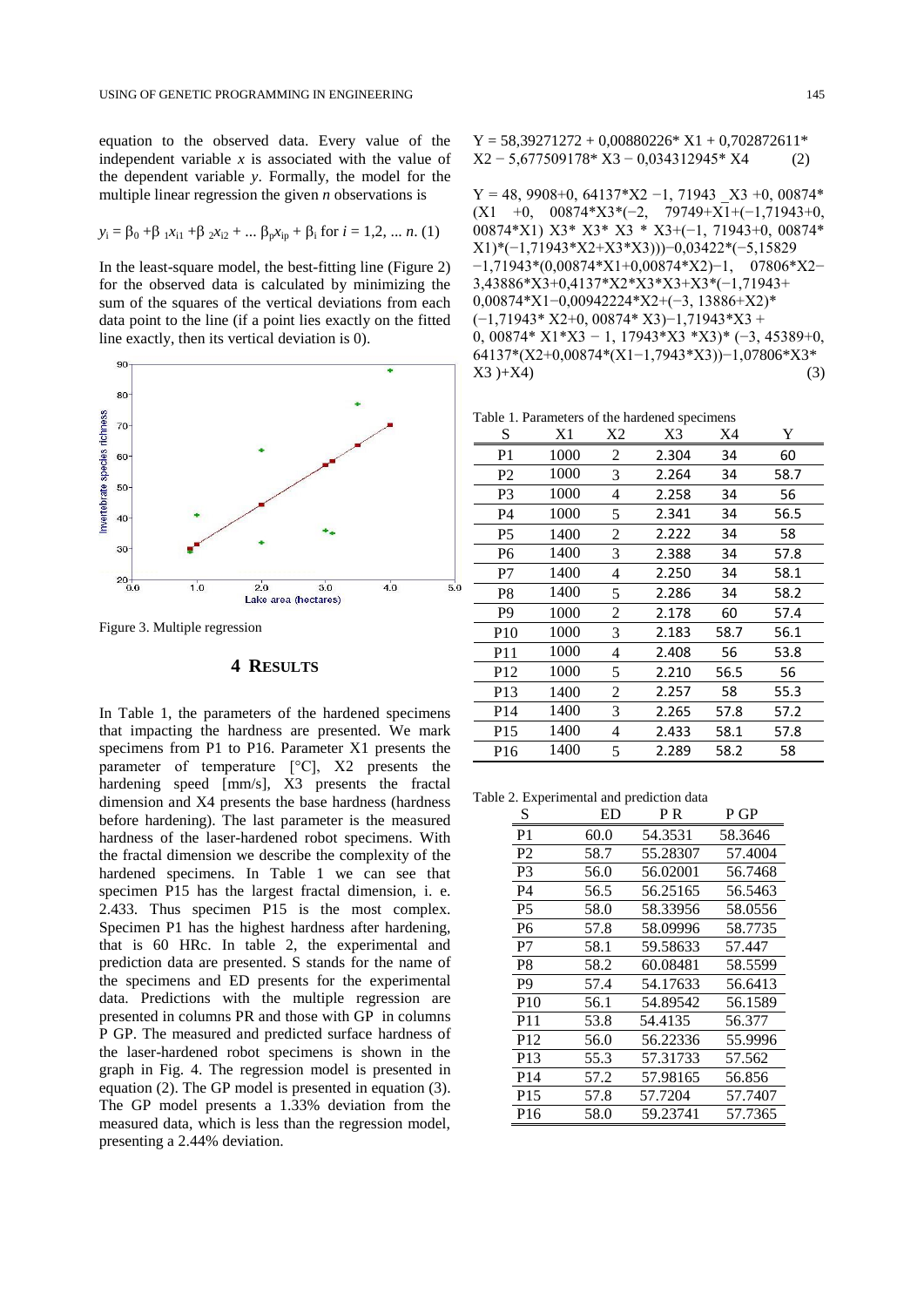equation to the observed data. Every value of the independent variable $x$ is associated with the value of the dependent variable $y$. Formally, the model for the multiple linear regression the given $n$ observations is

$$y_i = \beta_0 + \beta_1 x_{i1} + \beta_2 x_{i2} + \ldots \beta_p x_{ip} + \beta_i \text{ for } i = 1,2, \ldots n. \quad (1)$$

In the least-square model, the best-fitting line (Figure 2) for the observed data is calculated by minimizing the sum of the squares of the vertical deviations from each data point to the line (if a point lies exactly on the fitted line exactly, then its vertical deviation is 0).

Figure 3. Multiple regression

## 4 Results

In Table 1, the parameters of the hardened specimens that impacting the hardness are presented. We mark specimens from P1 to P16. Parameter X1 presents the parameter of temperature [°C], X2 presents the hardening speed [mm/s], X3 presents the fractal dimension and X4 presents the base hardness (hardness before hardening). The last parameter is the measured hardness of the laser-hardened robot specimens. With the fractal dimension we describe the complexity of the hardened specimens. In Table 1 we can see that specimen P15 has the largest fractal dimension, i. e. 2.433. Thus specimen P15 is the most complex. Specimen P1 has the highest hardness after hardening, that is 60 HRc. In table 2, the experimental and prediction data are presented. S stands for the name of the specimens and ED presents for the experimental data. Predictions with the multiple regression are presented in columns PR and those with GP in columns P GP. The measured and predicted surface hardness of the laser-hardened robot specimens is shown in the graph in Fig. 4. The regression model is presented in equation (2). The GP model is presented in equation (3). The GP model presents a 1.33% deviation from the measured data, which is less than the regression model, presenting a 2.44% deviation.

$$Y = 58{,}39271272 + 0{,}00880226 * X1 + 0{,}702872611 * X2 - 5{,}677509178 * X3 - 0{,}034312945 * X4 \quad (2)$$

$$Y = 48{,}9908 + 0{,}64137 * X2 - 1{,}71943 \_X3 + 0{,}00874 * (X1 + 0{,}00874 * X3 * (-2{,}79749 + X1 + (-1{,}71943 + 0{,}00874 * X1) X3 * X3 * X3 * X3 + (-1{,}71943 + 0{,}00874 * X1) * (-1{,}71943 * X2 + X3 * X3))) - 0{,}03422 * (-5{,}15829 - 1{,}71943 * (0{,}00874 * X1 + 0{,}00874 * X2) - 1{,}07806 * X2 - 3{,}43886 * X3 + 0{,}4137 * X2 * X3 * X3 + X3 * (-1{,}71943 + 0{,}00874 * X1 - 0{,}00942224 * X2 + (-3{,}13886 + X2) * (-1{,}71943 * X2 + 0{,}00874 * X3) - 1{,}71943 * X3 + 0{,}00874 * X1 * X3 - 1{,}17943 * X3 * X3) * (-3{,}45389 + 0{,}64137 * (X2 + 0{,}00874 * (X1 - 1{,}7943 * X3)) - 1{,}07806 * X3 * X3) + X4) \quad (3)$$

Table 1. Parameters of the hardened specimens

| S | X1 | X2 | X3 | X4 | Y |
|---|---|---|---|---|---|
| P1 | 1000 | 2 | 2.304 | 34 | 60 |
| P2 | 1000 | 3 | 2.264 | 34 | 58.7 |
| P3 | 1000 | 4 | 2.258 | 34 | 56 |
| P4 | 1000 | 5 | 2.341 | 34 | 56.5 |
| P5 | 1400 | 2 | 2.222 | 34 | 58 |
| P6 | 1400 | 3 | 2.388 | 34 | 57.8 |
| P7 | 1400 | 4 | 2.250 | 34 | 58.1 |
| P8 | 1400 | 5 | 2.286 | 34 | 58.2 |
| P9 | 1000 | 2 | 2.178 | 60 | 57.4 |
| P10 | 1000 | 3 | 2.183 | 58.7 | 56.1 |
| P11 | 1000 | 4 | 2.408 | 56 | 53.8 |
| P12 | 1000 | 5 | 2.210 | 56.5 | 56 |
| P13 | 1400 | 2 | 2.257 | 58 | 55.3 |
| P14 | 1400 | 3 | 2.265 | 57.8 | 57.2 |
| P15 | 1400 | 4 | 2.433 | 58.1 | 57.8 |
| P16 | 1400 | 5 | 2.289 | 58.2 | 58 |

Table 2. Experimental and prediction data

| S | ED | P R | P GP |
|---|---|---|---|
| P1 | 60.0 | 54.3531 | 58.3646 |
| P2 | 58.7 | 55.28307 | 57.4004 |
| P3 | 56.0 | 56.02001 | 56.7468 |
| P4 | 56.5 | 56.25165 | 56.5463 |
| P5 | 58.0 | 58.33956 | 58.0556 |
| P6 | 57.8 | 58.09996 | 58.7735 |
| P7 | 58.1 | 59.58633 | 57.447 |
| P8 | 58.2 | 60.08481 | 58.5599 |
| P9 | 57.4 | 54.17633 | 56.6413 |
| P10 | 56.1 | 54.89542 | 56.1589 |
| P11 | 53.8 | 54.4135 | 56.377 |
| P12 | 56.0 | 56.22336 | 55.9996 |
| P13 | 55.3 | 57.31733 | 57.562 |
| P14 | 57.2 | 57.98165 | 56.856 |
| P15 | 57.8 | 57.7204 | 57.7407 |
| P16 | 58.0 | 59.23741 | 57.7365 |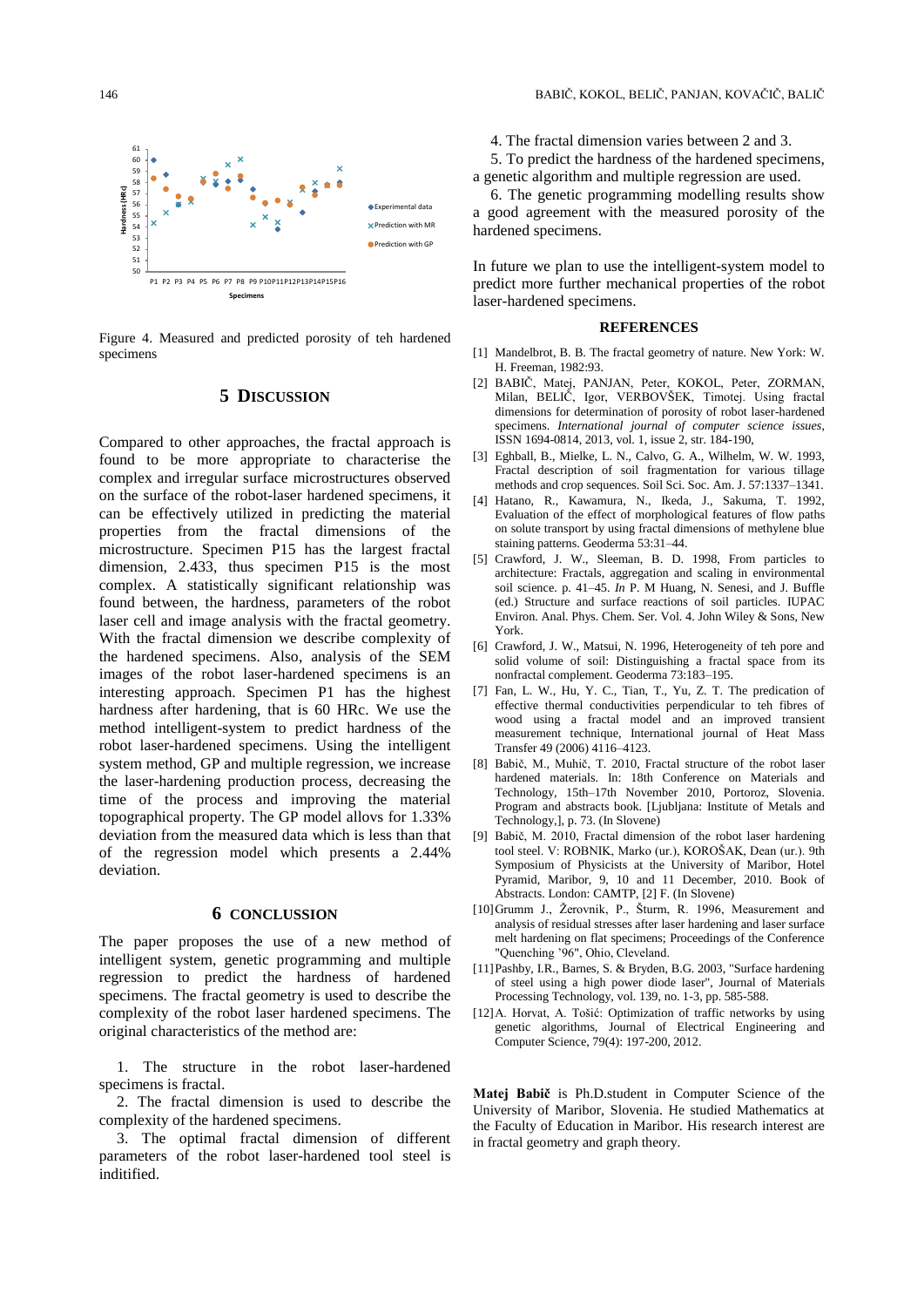Figure 4. Measured and predicted porosity of teh hardened specimens

## 5 DISCUSSION

Compared to other approaches, the fractal approach is found to be more appropriate to characterise the complex and irregular surface microstructures observed on the surface of the robot-laser hardened specimens, it can be effectively utilized in predicting the material properties from the fractal dimensions of the microstructure. Specimen P15 has the largest fractal dimension, 2.433, thus specimen P15 is the most complex. A statistically significant relationship was found between, the hardness, parameters of the robot laser cell and image analysis with the fractal geometry. With the fractal dimension we describe complexity of the hardened specimens. Also, analysis of the SEM images of the robot laser-hardened specimens is an interesting approach. Specimen P1 has the highest hardness after hardening, that is 60 HRc. We use the method intelligent-system to predict hardness of the robot laser-hardened specimens. Using the intelligent system method, GP and multiple regression, we increase the laser-hardening production process, decreasing the time of the process and improving the material topographical property. The GP model allovs for 1.33% deviation from the measured data which is less than that of the regression model which presents a 2.44% deviation.

## 6 CONCLUSION

The paper proposes the use of a new method of intelligent system, genetic programming and multiple regression to predict the hardness of hardened specimens. The fractal geometry is used to describe the complexity of the robot laser hardened specimens. The original characteristics of the method are:

1. The structure in the robot laser-hardened specimens is fractal.
2. The fractal dimension is used to describe the complexity of the hardened specimens.
3. The optimal fractal dimension of different parameters of the robot laser-hardened tool steel is inditified.
4. The fractal dimension varies between 2 and 3.
5. To predict the hardness of the hardened specimens, a genetic algorithm and multiple regression are used.
6. The genetic programming modelling results show a good agreement with the measured porosity of the hardened specimens.

In future we plan to use the intelligent-system model to predict more further mechanical properties of the robot laser-hardened specimens.

## REFERENCES

[1] Mandelbrot, B. B. The fractal geometry of nature. New York: W. H. Freeman, 1982:93.

[2] BABIČ, Matej, PANJAN, Peter, KOKOL, Peter, ZORMAN, Milan, BELIČ, Igor, VERBOVŠEK, Timotej. Using fractal dimensions for determination of porosity of robot laser-hardened specimens. *International journal of computer science issues*, ISSN 1694-0814, 2013, vol. 1, issue 2, str. 184-190,

[3] Eghball, B., Mielke, L. N., Calvo, G. A., Wilhelm, W. W. 1993, Fractal description of soil fragmentation for various tillage methods and crop sequences. Soil Sci. Soc. Am. J. 57:1337–1341.

[4] Hatano, R., Kawamura, N., Ikeda, J., Sakuma, T. 1992, Evaluation of the effect of morphological features of flow paths on solute transport by using fractal dimensions of methylene blue staining patterns. Geoderma 53:31–44.

[5] Crawford, J. W., Sleeman, B. D. 1998, From particles to architecture: Fractals, aggregation and scaling in environmental soil science. p. 41–45. *In* P. M Huang, N. Senesi, and J. Buffle (ed.) Structure and surface reactions of soil particles. IUPAC Environ. Anal. Phys. Chem. Ser. Vol. 4. John Wiley & Sons, New York.

[6] Crawford, J. W., Matsui, N. 1996, Heterogeneity of teh pore and solid volume of soil: Distinguishing a fractal space from its nonfractal complement. Geoderma 73:183–195.

[7] Fan, L. W., Hu, Y. C., Tian, T., Yu, Z. T. The predication of effective thermal conductivities perpendicular to teh fibres of wood using a fractal model and an improved transient measurement technique, International journal of Heat Mass Transfer 49 (2006) 4116–4123.

[8] Babič, M., Muhič, T. 2010, Fractal structure of the robot laser hardened materials. In: 18th Conference on Materials and Technology, 15th–17th November 2010, Portoroz, Slovenia. Program and abstracts book. [Ljubljana: Institute of Metals and Technology,], p. 73. (In Slovene)

[9] Babič, M. 2010, Fractal dimension of the robot laser hardening tool steel. V: ROBNIK, Marko (ur.), KOROŠAK, Dean (ur.). 9th Symposium of Physicists at the University of Maribor, Hotel Pyramid, Maribor, 9, 10 and 11 December, 2010. Book of Abstracts. London: CAMTP, [2] F. (In Slovene)

[10] Grumm J., Žerovnik, P., Šturm, R. 1996, Measurement and analysis of residual stresses after laser hardening and laser surface melt hardening on flat specimens; Proceedings of the Conference "Quenching '96", Ohio, Cleveland.

[11] Pashby, I.R., Barnes, S. & Bryden, B.G. 2003, "Surface hardening of steel using a high power diode laser", Journal of Materials Processing Technology, vol. 139, no. 1-3, pp. 585-588.

[12] A. Horvat, A. Tošić: Optimization of traffic networks by using genetic algorithms, Journal of Electrical Engineering and Computer Science, 79(4): 197-200, 2012.

**Matej Babič** is Ph.D.student in Computer Science of the University of Maribor, Slovenia. He studied Mathematics at the Faculty of Education in Maribor. His research interest are in fractal geometry and graph theory.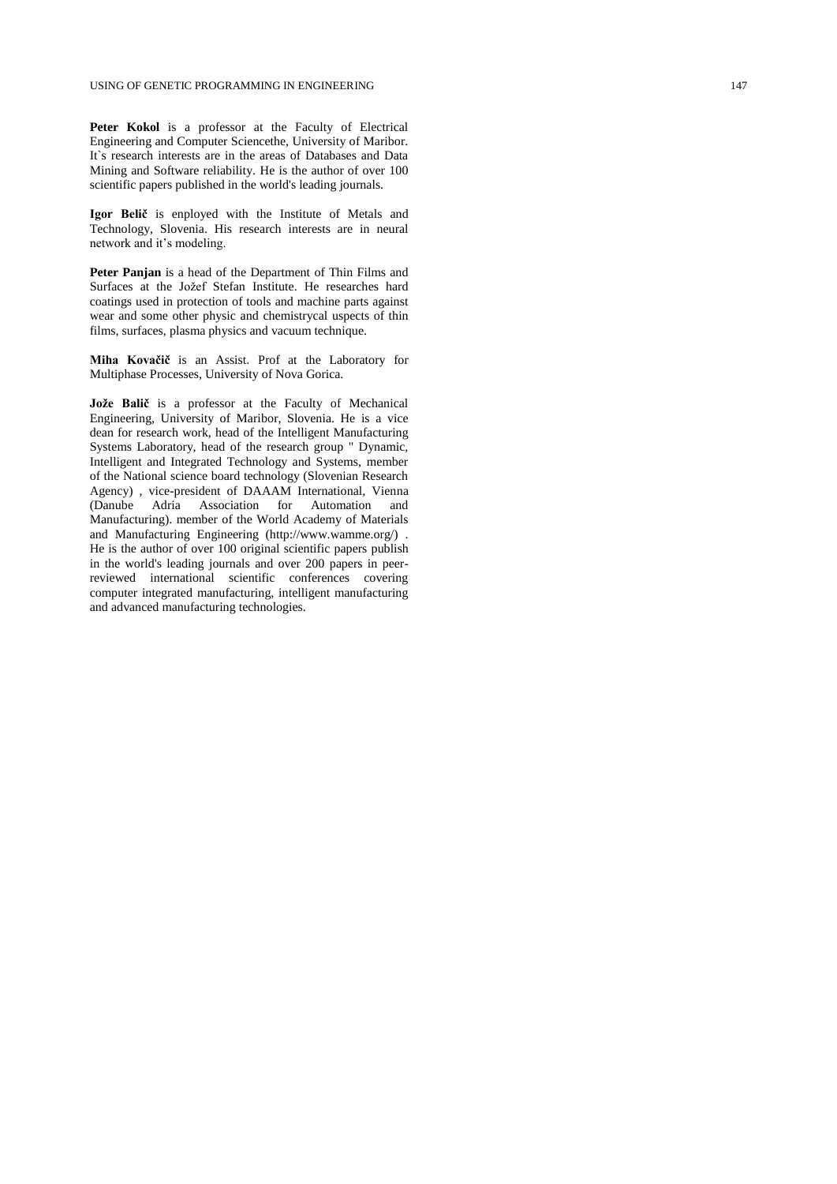**Peter Kokol** is a professor at the Faculty of Electrical Engineering and Computer Sciencethe, University of Maribor. It`s research interests are in the areas of Databases and Data Mining and Software reliability. He is the author of over 100 scientific papers published in the world's leading journals.

**Igor Belič** is enployed with the Institute of Metals and Technology, Slovenia. His research interests are in neural network and it's modeling.

**Peter Panjan** is a head of the Department of Thin Films and Surfaces at the Jožef Stefan Institute. He researches hard coatings used in protection of tools and machine parts against wear and some other physic and chemistrycal uspects of thin films, surfaces, plasma physics and vacuum technique.

**Miha Kovačič** is an Assist. Prof at the Laboratory for Multiphase Processes, University of Nova Gorica.

**Jože Balič** is a professor at the Faculty of Mechanical Engineering, University of Maribor, Slovenia. He is a vice dean for research work, head of the Intelligent Manufacturing Systems Laboratory, head of the research group " Dynamic, Intelligent and Integrated Technology and Systems, member of the National science board technology (Slovenian Research Agency) , vice-president of DAAAM International, Vienna (Danube Adria Association for Automation and Manufacturing). member of the World Academy of Materials and Manufacturing Engineering (http://www.wamme.org/) . He is the author of over 100 original scientific papers publish in the world's leading journals and over 200 papers in peer-reviewed international scientific conferences covering computer integrated manufacturing, intelligent manufacturing and advanced manufacturing technologies.